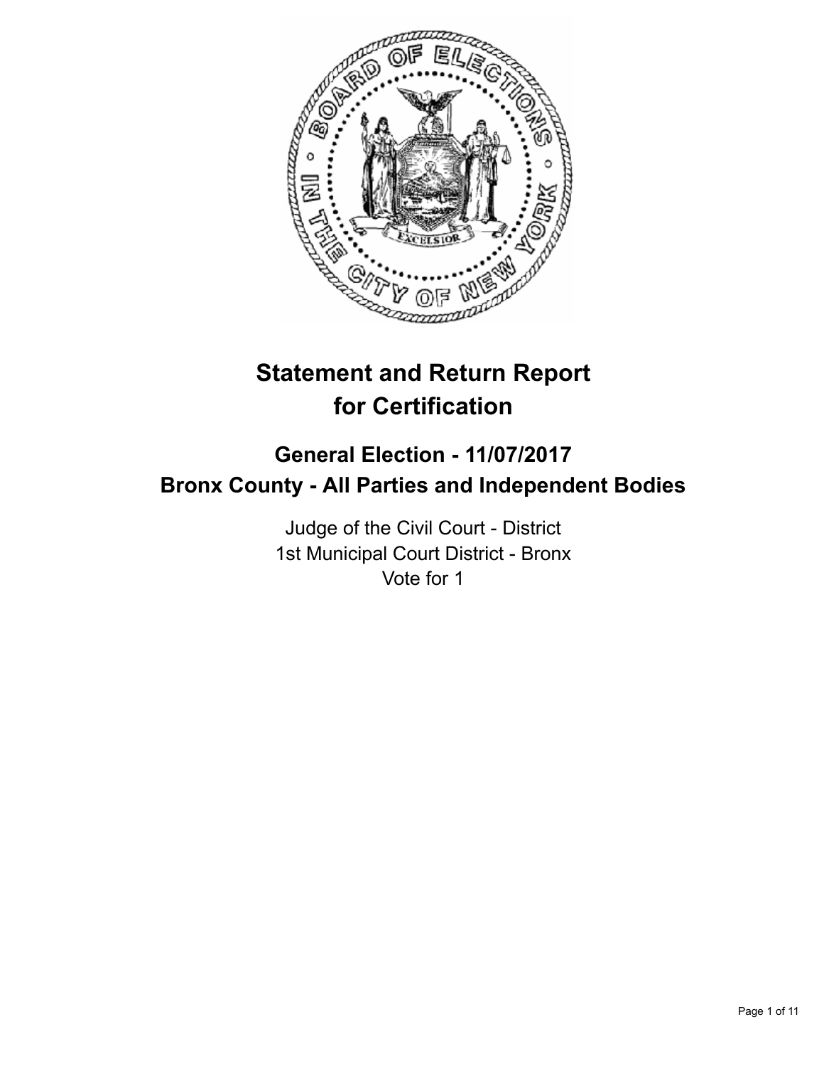# Statement and Return Report for Certification

## General Election - 11/07/2017
## Bronx County - All Parties and Independent Bodies

Judge of the Civil Court - District
1st Municipal Court District - Bronx
Vote for 1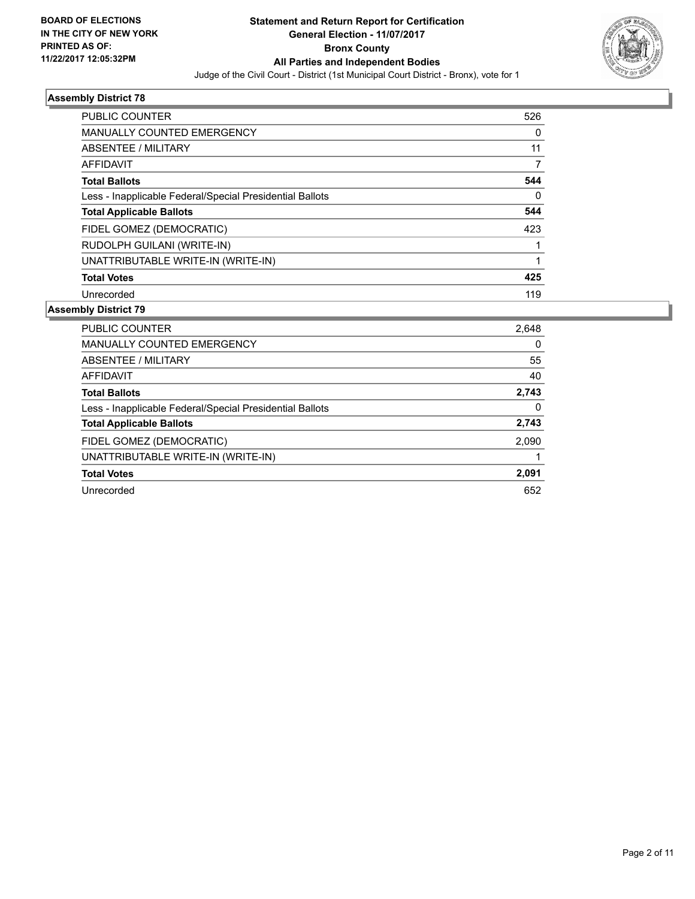**BOARD OF ELECTIONS IN THE CITY OF NEW YORK PRINTED AS OF: 11/22/2017 12:05:32PM**

# Statement and Return Report for Certification
## General Election - 11/07/2017
## Bronx County
## All Parties and Independent Bodies

Judge of the Civil Court - District (1st Municipal Court District - Bronx), vote for 1

### Assembly District 78

| | |
|---|---|
| PUBLIC COUNTER | 526 |
| MANUALLY COUNTED EMERGENCY | 0 |
| ABSENTEE / MILITARY | 11 |
| AFFIDAVIT | 7 |
| **Total Ballots** | **544** |
| Less - Inapplicable Federal/Special Presidential Ballots | 0 |
| **Total Applicable Ballots** | **544** |
| FIDEL GOMEZ (DEMOCRATIC) | 423 |
| RUDOLPH GUILANI (WRITE-IN) | 1 |
| UNATTRIBUTABLE WRITE-IN (WRITE-IN) | 1 |
| **Total Votes** | **425** |
| Unrecorded | 119 |

### Assembly District 79

| | |
|---|---|
| PUBLIC COUNTER | 2,648 |
| MANUALLY COUNTED EMERGENCY | 0 |
| ABSENTEE / MILITARY | 55 |
| AFFIDAVIT | 40 |
| **Total Ballots** | **2,743** |
| Less - Inapplicable Federal/Special Presidential Ballots | 0 |
| **Total Applicable Ballots** | **2,743** |
| FIDEL GOMEZ (DEMOCRATIC) | 2,090 |
| UNATTRIBUTABLE WRITE-IN (WRITE-IN) | 1 |
| **Total Votes** | **2,091** |
| Unrecorded | 652 |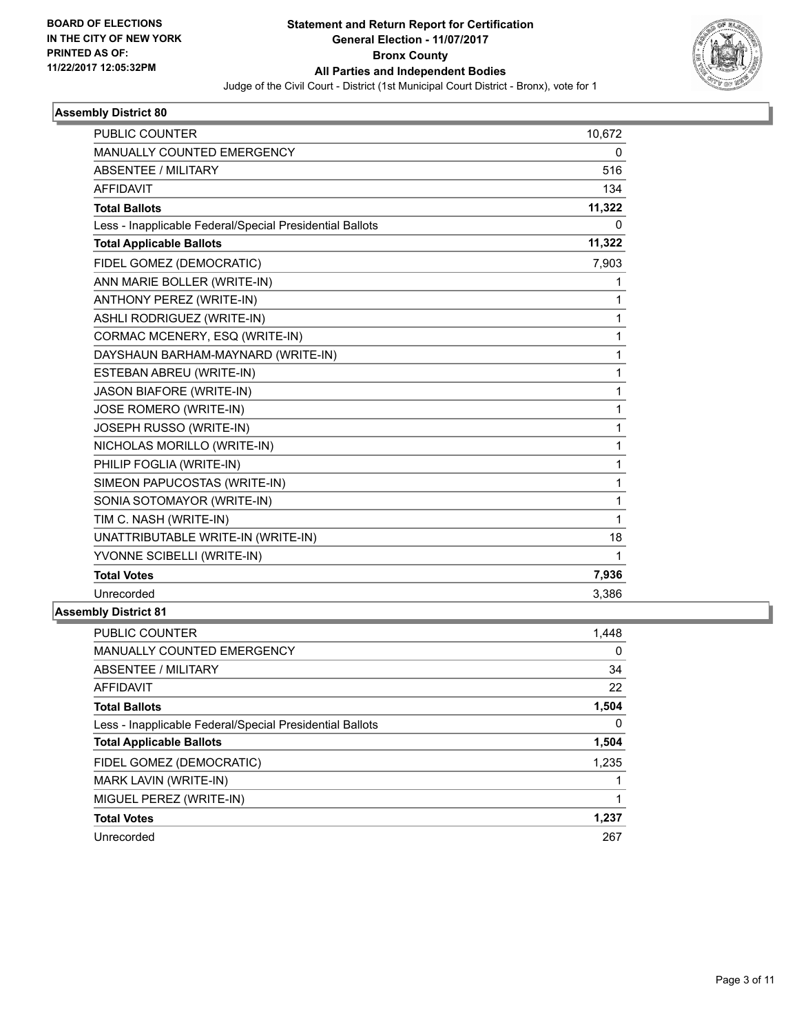BOARD OF ELECTIONS
IN THE CITY OF NEW YORK
PRINTED AS OF:
11/22/2017 12:05:32PM

**Statement and Return Report for Certification**
**General Election - 11/07/2017**
**Bronx County**
**All Parties and Independent Bodies**
Judge of the Civil Court - District (1st Municipal Court District - Bronx), vote for 1

### Assembly District 80

| | |
|---|---|
| PUBLIC COUNTER | 10,672 |
| MANUALLY COUNTED EMERGENCY | 0 |
| ABSENTEE / MILITARY | 516 |
| AFFIDAVIT | 134 |
| **Total Ballots** | **11,322** |
| Less - Inapplicable Federal/Special Presidential Ballots | 0 |
| **Total Applicable Ballots** | **11,322** |
| FIDEL GOMEZ (DEMOCRATIC) | 7,903 |
| ANN MARIE BOLLER (WRITE-IN) | 1 |
| ANTHONY PEREZ (WRITE-IN) | 1 |
| ASHLI RODRIGUEZ (WRITE-IN) | 1 |
| CORMAC MCENERY, ESQ (WRITE-IN) | 1 |
| DAYSHAUN BARHAM-MAYNARD (WRITE-IN) | 1 |
| ESTEBAN ABREU (WRITE-IN) | 1 |
| JASON BIAFORE (WRITE-IN) | 1 |
| JOSE ROMERO (WRITE-IN) | 1 |
| JOSEPH RUSSO (WRITE-IN) | 1 |
| NICHOLAS MORILLO (WRITE-IN) | 1 |
| PHILIP FOGLIA (WRITE-IN) | 1 |
| SIMEON PAPUCOSTAS (WRITE-IN) | 1 |
| SONIA SOTOMAYOR (WRITE-IN) | 1 |
| TIM C. NASH (WRITE-IN) | 1 |
| UNATTRIBUTABLE WRITE-IN (WRITE-IN) | 18 |
| YVONNE SCIBELLI (WRITE-IN) | 1 |
| **Total Votes** | **7,936** |
| Unrecorded | 3,386 |

### Assembly District 81

| | |
|---|---|
| PUBLIC COUNTER | 1,448 |
| MANUALLY COUNTED EMERGENCY | 0 |
| ABSENTEE / MILITARY | 34 |
| AFFIDAVIT | 22 |
| **Total Ballots** | **1,504** |
| Less - Inapplicable Federal/Special Presidential Ballots | 0 |
| **Total Applicable Ballots** | **1,504** |
| FIDEL GOMEZ (DEMOCRATIC) | 1,235 |
| MARK LAVIN (WRITE-IN) | 1 |
| MIGUEL PEREZ (WRITE-IN) | 1 |
| **Total Votes** | **1,237** |
| Unrecorded | 267 |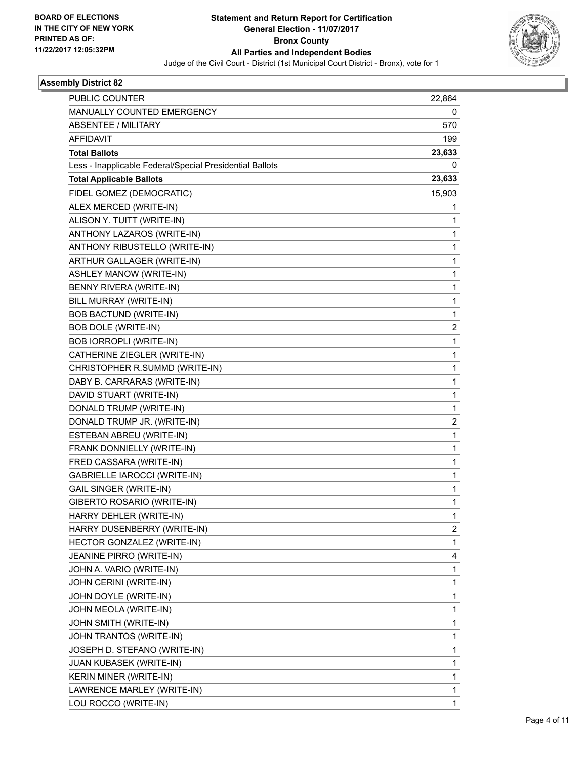BOARD OF ELECTIONS
IN THE CITY OF NEW YORK
PRINTED AS OF:
11/22/2017 12:05:32PM

**Statement and Return Report for Certification**
**General Election - 11/07/2017**
**Bronx County**
**All Parties and Independent Bodies**
Judge of the Civil Court - District (1st Municipal Court District - Bronx), vote for 1

### Assembly District 82

| | |
|---|---|
| PUBLIC COUNTER | 22,864 |
| MANUALLY COUNTED EMERGENCY | 0 |
| ABSENTEE / MILITARY | 570 |
| AFFIDAVIT | 199 |
| **Total Ballots** | **23,633** |
| Less - Inapplicable Federal/Special Presidential Ballots | 0 |
| **Total Applicable Ballots** | **23,633** |
| FIDEL GOMEZ (DEMOCRATIC) | 15,903 |
| ALEX MERCED (WRITE-IN) | 1 |
| ALISON Y. TUITT (WRITE-IN) | 1 |
| ANTHONY LAZAROS (WRITE-IN) | 1 |
| ANTHONY RIBUSTELLO (WRITE-IN) | 1 |
| ARTHUR GALLAGER (WRITE-IN) | 1 |
| ASHLEY MANOW (WRITE-IN) | 1 |
| BENNY RIVERA (WRITE-IN) | 1 |
| BILL MURRAY (WRITE-IN) | 1 |
| BOB BACTUND (WRITE-IN) | 1 |
| BOB DOLE (WRITE-IN) | 2 |
| BOB IORROPLI (WRITE-IN) | 1 |
| CATHERINE ZIEGLER (WRITE-IN) | 1 |
| CHRISTOPHER R.SUMMD (WRITE-IN) | 1 |
| DABY B. CARRARAS (WRITE-IN) | 1 |
| DAVID STUART (WRITE-IN) | 1 |
| DONALD TRUMP (WRITE-IN) | 1 |
| DONALD TRUMP JR. (WRITE-IN) | 2 |
| ESTEBAN ABREU (WRITE-IN) | 1 |
| FRANK DONNIELLY (WRITE-IN) | 1 |
| FRED CASSARA (WRITE-IN) | 1 |
| GABRIELLE IAROCCI (WRITE-IN) | 1 |
| GAIL SINGER (WRITE-IN) | 1 |
| GIBERTO ROSARIO (WRITE-IN) | 1 |
| HARRY DEHLER (WRITE-IN) | 1 |
| HARRY DUSENBERRY (WRITE-IN) | 2 |
| HECTOR GONZALEZ (WRITE-IN) | 1 |
| JEANINE PIRRO (WRITE-IN) | 4 |
| JOHN A. VARIO (WRITE-IN) | 1 |
| JOHN CERINI (WRITE-IN) | 1 |
| JOHN DOYLE (WRITE-IN) | 1 |
| JOHN MEOLA (WRITE-IN) | 1 |
| JOHN SMITH (WRITE-IN) | 1 |
| JOHN TRANTOS (WRITE-IN) | 1 |
| JOSEPH D. STEFANO (WRITE-IN) | 1 |
| JUAN KUBASEK (WRITE-IN) | 1 |
| KERIN MINER (WRITE-IN) | 1 |
| LAWRENCE MARLEY (WRITE-IN) | 1 |
| LOU ROCCO (WRITE-IN) | 1 |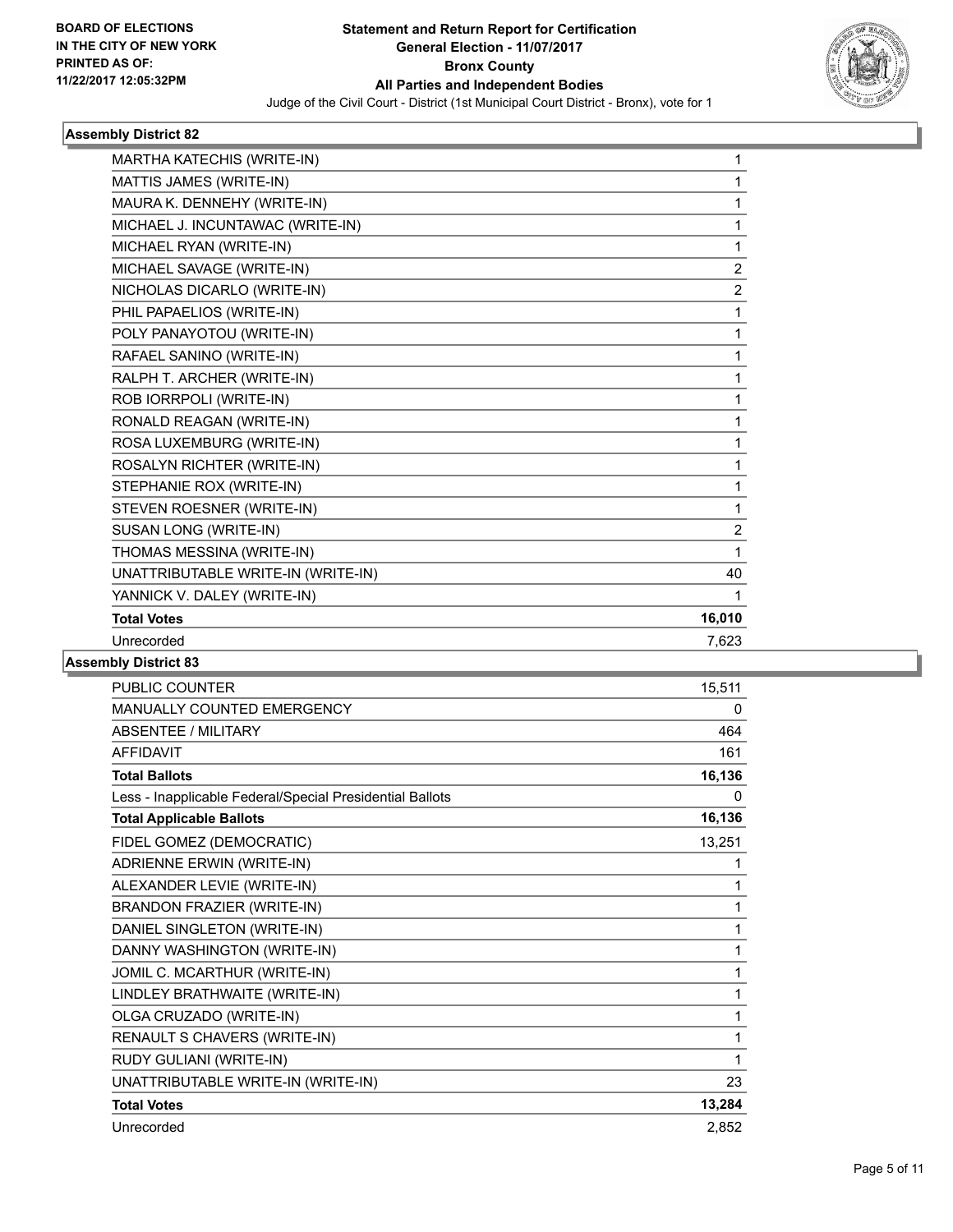**Statement and Return Report for Certification**
**General Election - 11/07/2017**
**Bronx County**
**All Parties and Independent Bodies**
Judge of the Civil Court - District (1st Municipal Court District - Bronx), vote for 1

BOARD OF ELECTIONS IN THE CITY OF NEW YORK
PRINTED AS OF: 11/22/2017 12:05:32PM

### Assembly District 82

| | |
|---|---|
| MARTHA KATECHIS (WRITE-IN) | 1 |
| MATTIS JAMES (WRITE-IN) | 1 |
| MAURA K. DENNEHY (WRITE-IN) | 1 |
| MICHAEL J. INCUNTAWAC (WRITE-IN) | 1 |
| MICHAEL RYAN (WRITE-IN) | 1 |
| MICHAEL SAVAGE (WRITE-IN) | 2 |
| NICHOLAS DICARLO (WRITE-IN) | 2 |
| PHIL PAPAELIOS (WRITE-IN) | 1 |
| POLY PANAYOTOU (WRITE-IN) | 1 |
| RAFAEL SANINO (WRITE-IN) | 1 |
| RALPH T. ARCHER (WRITE-IN) | 1 |
| ROB IORRPOLI (WRITE-IN) | 1 |
| RONALD REAGAN (WRITE-IN) | 1 |
| ROSA LUXEMBURG (WRITE-IN) | 1 |
| ROSALYN RICHTER (WRITE-IN) | 1 |
| STEPHANIE ROX (WRITE-IN) | 1 |
| STEVEN ROESNER (WRITE-IN) | 1 |
| SUSAN LONG (WRITE-IN) | 2 |
| THOMAS MESSINA (WRITE-IN) | 1 |
| UNATTRIBUTABLE WRITE-IN (WRITE-IN) | 40 |
| YANNICK V. DALEY (WRITE-IN) | 1 |
| **Total Votes** | **16,010** |
| Unrecorded | 7,623 |

### Assembly District 83

| | |
|---|---|
| PUBLIC COUNTER | 15,511 |
| MANUALLY COUNTED EMERGENCY | 0 |
| ABSENTEE / MILITARY | 464 |
| AFFIDAVIT | 161 |
| **Total Ballots** | **16,136** |
| Less - Inapplicable Federal/Special Presidential Ballots | 0 |
| **Total Applicable Ballots** | **16,136** |
| FIDEL GOMEZ (DEMOCRATIC) | 13,251 |
| ADRIENNE ERWIN (WRITE-IN) | 1 |
| ALEXANDER LEVIE (WRITE-IN) | 1 |
| BRANDON FRAZIER (WRITE-IN) | 1 |
| DANIEL SINGLETON (WRITE-IN) | 1 |
| DANNY WASHINGTON (WRITE-IN) | 1 |
| JOMIL C. MCARTHUR (WRITE-IN) | 1 |
| LINDLEY BRATHWAITE (WRITE-IN) | 1 |
| OLGA CRUZADO (WRITE-IN) | 1 |
| RENAULT S CHAVERS (WRITE-IN) | 1 |
| RUDY GULIANI (WRITE-IN) | 1 |
| UNATTRIBUTABLE WRITE-IN (WRITE-IN) | 23 |
| **Total Votes** | **13,284** |
| Unrecorded | 2,852 |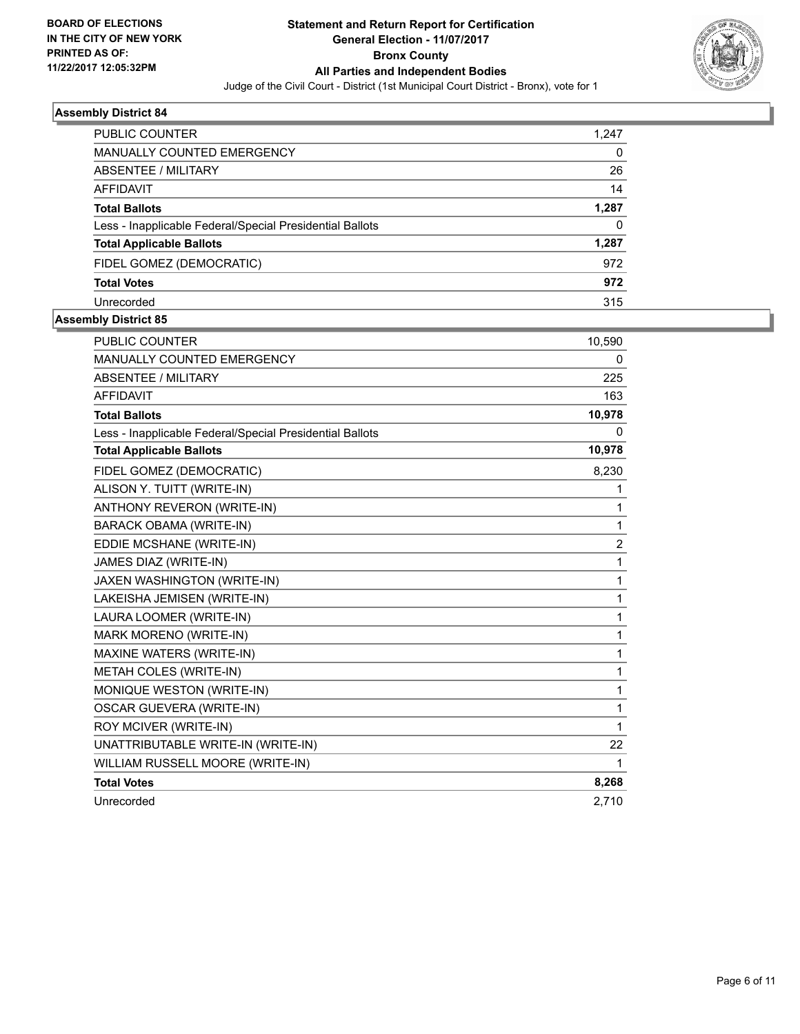**Statement and Return Report for Certification**
**General Election - 11/07/2017**
**Bronx County**
**All Parties and Independent Bodies**
Judge of the Civil Court - District (1st Municipal Court District - Bronx), vote for 1

BOARD OF ELECTIONS IN THE CITY OF NEW YORK PRINTED AS OF: 11/22/2017 12:05:32PM

### Assembly District 84

| | |
|---|---|
| PUBLIC COUNTER | 1,247 |
| MANUALLY COUNTED EMERGENCY | 0 |
| ABSENTEE / MILITARY | 26 |
| AFFIDAVIT | 14 |
| **Total Ballots** | **1,287** |
| Less - Inapplicable Federal/Special Presidential Ballots | 0 |
| **Total Applicable Ballots** | **1,287** |
| FIDEL GOMEZ (DEMOCRATIC) | 972 |
| **Total Votes** | **972** |
| Unrecorded | 315 |

### Assembly District 85

| | |
|---|---|
| PUBLIC COUNTER | 10,590 |
| MANUALLY COUNTED EMERGENCY | 0 |
| ABSENTEE / MILITARY | 225 |
| AFFIDAVIT | 163 |
| **Total Ballots** | **10,978** |
| Less - Inapplicable Federal/Special Presidential Ballots | 0 |
| **Total Applicable Ballots** | **10,978** |
| FIDEL GOMEZ (DEMOCRATIC) | 8,230 |
| ALISON Y. TUITT (WRITE-IN) | 1 |
| ANTHONY REVERON (WRITE-IN) | 1 |
| BARACK OBAMA (WRITE-IN) | 1 |
| EDDIE MCSHANE (WRITE-IN) | 2 |
| JAMES DIAZ (WRITE-IN) | 1 |
| JAXEN WASHINGTON (WRITE-IN) | 1 |
| LAKEISHA JEMISEN (WRITE-IN) | 1 |
| LAURA LOOMER (WRITE-IN) | 1 |
| MARK MORENO (WRITE-IN) | 1 |
| MAXINE WATERS (WRITE-IN) | 1 |
| METAH COLES (WRITE-IN) | 1 |
| MONIQUE WESTON (WRITE-IN) | 1 |
| OSCAR GUEVERA (WRITE-IN) | 1 |
| ROY MCIVER (WRITE-IN) | 1 |
| UNATTRIBUTABLE WRITE-IN (WRITE-IN) | 22 |
| WILLIAM RUSSELL MOORE (WRITE-IN) | 1 |
| **Total Votes** | **8,268** |
| Unrecorded | 2,710 |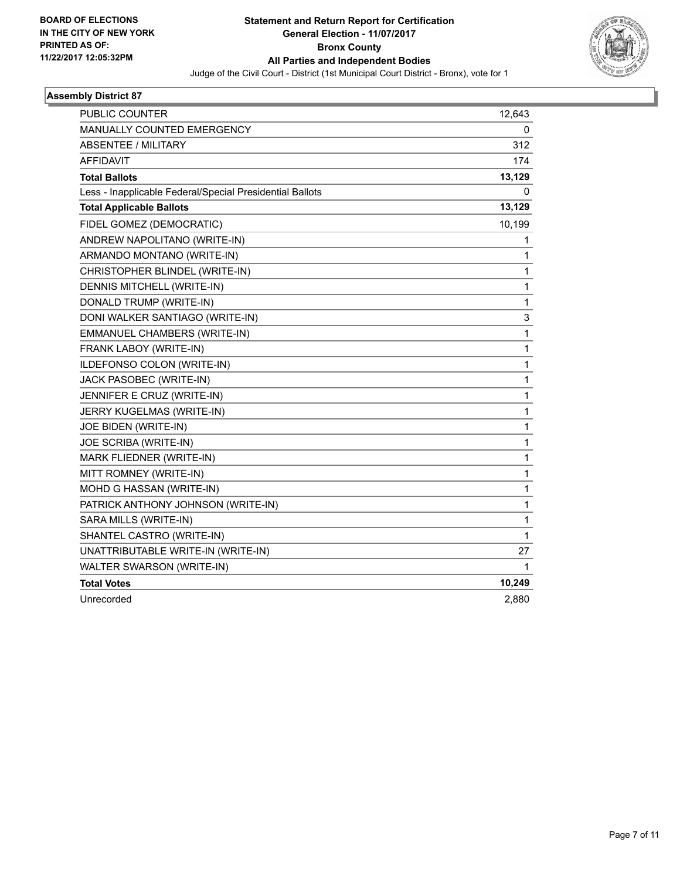**BOARD OF ELECTIONS IN THE CITY OF NEW YORK PRINTED AS OF: 11/22/2017 12:05:32PM**

# Statement and Return Report for Certification
## General Election - 11/07/2017
## Bronx County
## All Parties and Independent Bodies
Judge of the Civil Court - District (1st Municipal Court District - Bronx), vote for 1

### Assembly District 87

| | |
|---|---|
| PUBLIC COUNTER | 12,643 |
| MANUALLY COUNTED EMERGENCY | 0 |
| ABSENTEE / MILITARY | 312 |
| AFFIDAVIT | 174 |
| **Total Ballots** | **13,129** |
| Less - Inapplicable Federal/Special Presidential Ballots | 0 |
| **Total Applicable Ballots** | **13,129** |
| FIDEL GOMEZ (DEMOCRATIC) | 10,199 |
| ANDREW NAPOLITANO (WRITE-IN) | 1 |
| ARMANDO MONTANO (WRITE-IN) | 1 |
| CHRISTOPHER BLINDEL (WRITE-IN) | 1 |
| DENNIS MITCHELL (WRITE-IN) | 1 |
| DONALD TRUMP (WRITE-IN) | 1 |
| DONI WALKER SANTIAGO (WRITE-IN) | 3 |
| EMMANUEL CHAMBERS (WRITE-IN) | 1 |
| FRANK LABOY (WRITE-IN) | 1 |
| ILDEFONSO COLON (WRITE-IN) | 1 |
| JACK PASOBEC (WRITE-IN) | 1 |
| JENNIFER E CRUZ (WRITE-IN) | 1 |
| JERRY KUGELMAS (WRITE-IN) | 1 |
| JOE BIDEN (WRITE-IN) | 1 |
| JOE SCRIBA (WRITE-IN) | 1 |
| MARK FLIEDNER (WRITE-IN) | 1 |
| MITT ROMNEY (WRITE-IN) | 1 |
| MOHD G HASSAN (WRITE-IN) | 1 |
| PATRICK ANTHONY JOHNSON (WRITE-IN) | 1 |
| SARA MILLS (WRITE-IN) | 1 |
| SHANTEL CASTRO (WRITE-IN) | 1 |
| UNATTRIBUTABLE WRITE-IN (WRITE-IN) | 27 |
| WALTER SWARSON (WRITE-IN) | 1 |
| **Total Votes** | **10,249** |
| Unrecorded | 2,880 |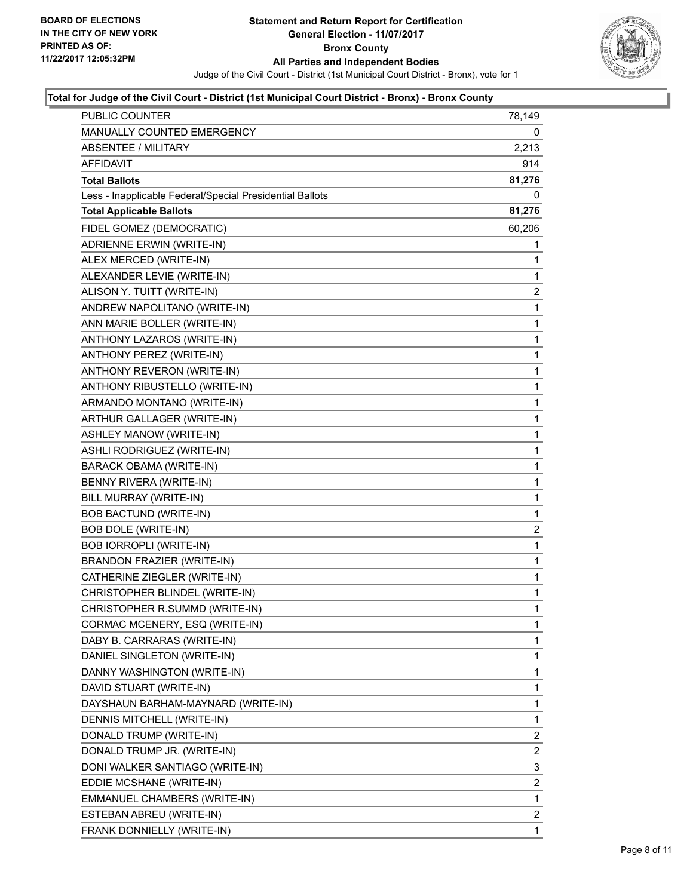BOARD OF ELECTIONS
IN THE CITY OF NEW YORK
PRINTED AS OF:
11/22/2017 12:05:32PM

**Statement and Return Report for Certification**
**General Election - 11/07/2017**
**Bronx County**
**All Parties and Independent Bodies**
Judge of the Civil Court - District (1st Municipal Court District - Bronx), vote for 1

**Total for Judge of the Civil Court - District (1st Municipal Court District - Bronx) - Bronx County**

| | |
|---|---|
| PUBLIC COUNTER | 78,149 |
| MANUALLY COUNTED EMERGENCY | 0 |
| ABSENTEE / MILITARY | 2,213 |
| AFFIDAVIT | 914 |
| **Total Ballots** | **81,276** |
| Less - Inapplicable Federal/Special Presidential Ballots | 0 |
| **Total Applicable Ballots** | **81,276** |
| FIDEL GOMEZ (DEMOCRATIC) | 60,206 |
| ADRIENNE ERWIN (WRITE-IN) | 1 |
| ALEX MERCED (WRITE-IN) | 1 |
| ALEXANDER LEVIE (WRITE-IN) | 1 |
| ALISON Y. TUITT (WRITE-IN) | 2 |
| ANDREW NAPOLITANO (WRITE-IN) | 1 |
| ANN MARIE BOLLER (WRITE-IN) | 1 |
| ANTHONY LAZAROS (WRITE-IN) | 1 |
| ANTHONY PEREZ (WRITE-IN) | 1 |
| ANTHONY REVERON (WRITE-IN) | 1 |
| ANTHONY RIBUSTELLO (WRITE-IN) | 1 |
| ARMANDO MONTANO (WRITE-IN) | 1 |
| ARTHUR GALLAGER (WRITE-IN) | 1 |
| ASHLEY MANOW (WRITE-IN) | 1 |
| ASHLI RODRIGUEZ (WRITE-IN) | 1 |
| BARACK OBAMA (WRITE-IN) | 1 |
| BENNY RIVERA (WRITE-IN) | 1 |
| BILL MURRAY (WRITE-IN) | 1 |
| BOB BACTUND (WRITE-IN) | 1 |
| BOB DOLE (WRITE-IN) | 2 |
| BOB IORROPLI (WRITE-IN) | 1 |
| BRANDON FRAZIER (WRITE-IN) | 1 |
| CATHERINE ZIEGLER (WRITE-IN) | 1 |
| CHRISTOPHER BLINDEL (WRITE-IN) | 1 |
| CHRISTOPHER R.SUMMD (WRITE-IN) | 1 |
| CORMAC MCENERY, ESQ (WRITE-IN) | 1 |
| DABY B. CARRARAS (WRITE-IN) | 1 |
| DANIEL SINGLETON (WRITE-IN) | 1 |
| DANNY WASHINGTON (WRITE-IN) | 1 |
| DAVID STUART (WRITE-IN) | 1 |
| DAYSHAUN BARHAM-MAYNARD (WRITE-IN) | 1 |
| DENNIS MITCHELL (WRITE-IN) | 1 |
| DONALD TRUMP (WRITE-IN) | 2 |
| DONALD TRUMP JR. (WRITE-IN) | 2 |
| DONI WALKER SANTIAGO (WRITE-IN) | 3 |
| EDDIE MCSHANE (WRITE-IN) | 2 |
| EMMANUEL CHAMBERS (WRITE-IN) | 1 |
| ESTEBAN ABREU (WRITE-IN) | 2 |
| FRANK DONNIELLY (WRITE-IN) | 1 |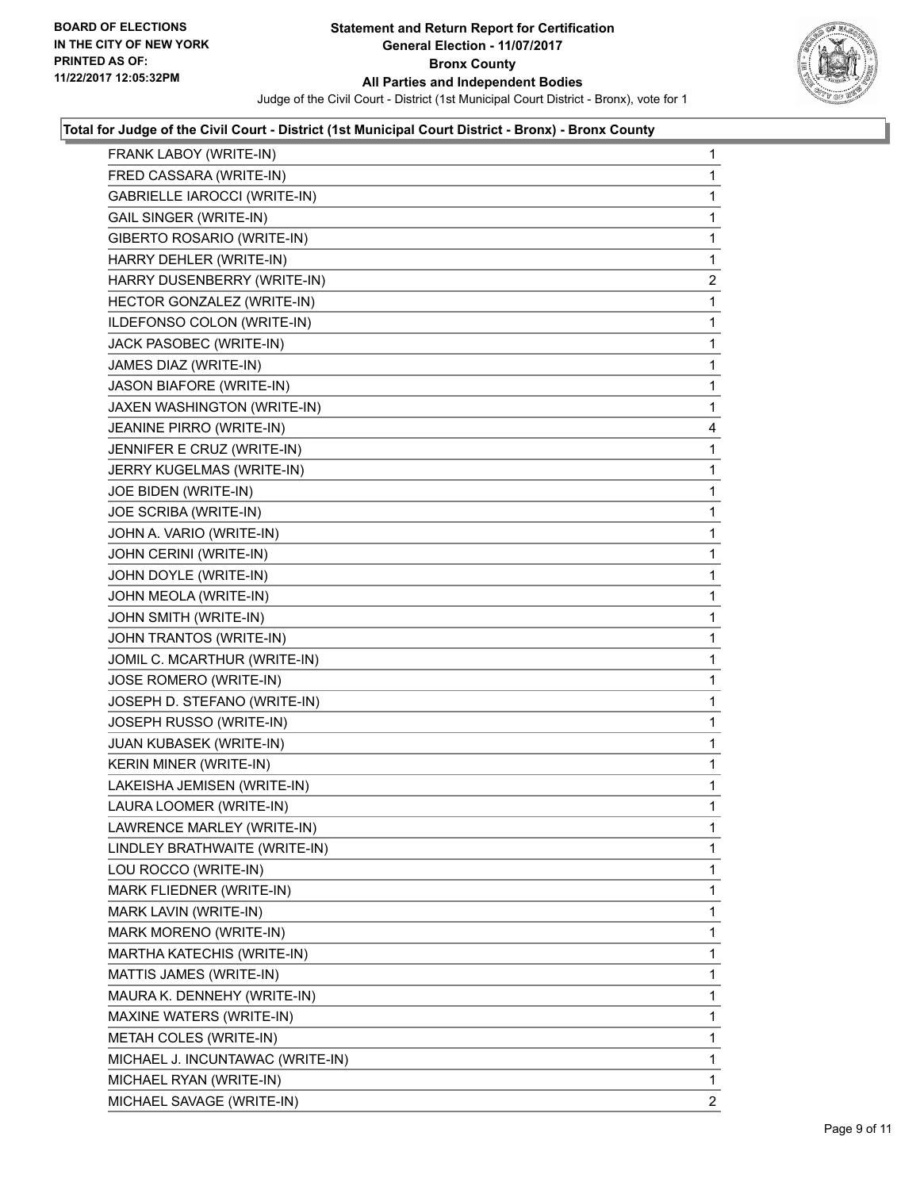**BOARD OF ELECTIONS IN THE CITY OF NEW YORK PRINTED AS OF: 11/22/2017 12:05:32PM**

**Statement and Return Report for Certification General Election - 11/07/2017 Bronx County All Parties and Independent Bodies**

Judge of the Civil Court - District (1st Municipal Court District - Bronx), vote for 1

**Total for Judge of the Civil Court - District (1st Municipal Court District - Bronx) - Bronx County**

| Candidate | Votes |
|---|---|
| FRANK LABOY (WRITE-IN) | 1 |
| FRED CASSARA (WRITE-IN) | 1 |
| GABRIELLE IAROCCI (WRITE-IN) | 1 |
| GAIL SINGER (WRITE-IN) | 1 |
| GIBERTO ROSARIO (WRITE-IN) | 1 |
| HARRY DEHLER (WRITE-IN) | 1 |
| HARRY DUSENBERRY (WRITE-IN) | 2 |
| HECTOR GONZALEZ (WRITE-IN) | 1 |
| ILDEFONSO COLON (WRITE-IN) | 1 |
| JACK PASOBEC (WRITE-IN) | 1 |
| JAMES DIAZ (WRITE-IN) | 1 |
| JASON BIAFORE (WRITE-IN) | 1 |
| JAXEN WASHINGTON (WRITE-IN) | 1 |
| JEANINE PIRRO (WRITE-IN) | 4 |
| JENNIFER E CRUZ (WRITE-IN) | 1 |
| JERRY KUGELMAS (WRITE-IN) | 1 |
| JOE BIDEN (WRITE-IN) | 1 |
| JOE SCRIBA (WRITE-IN) | 1 |
| JOHN A. VARIO (WRITE-IN) | 1 |
| JOHN CERINI (WRITE-IN) | 1 |
| JOHN DOYLE (WRITE-IN) | 1 |
| JOHN MEOLA (WRITE-IN) | 1 |
| JOHN SMITH (WRITE-IN) | 1 |
| JOHN TRANTOS (WRITE-IN) | 1 |
| JOMIL C. MCARTHUR (WRITE-IN) | 1 |
| JOSE ROMERO (WRITE-IN) | 1 |
| JOSEPH D. STEFANO (WRITE-IN) | 1 |
| JOSEPH RUSSO (WRITE-IN) | 1 |
| JUAN KUBASEK (WRITE-IN) | 1 |
| KERIN MINER (WRITE-IN) | 1 |
| LAKEISHA JEMISEN (WRITE-IN) | 1 |
| LAURA LOOMER (WRITE-IN) | 1 |
| LAWRENCE MARLEY (WRITE-IN) | 1 |
| LINDLEY BRATHWAITE (WRITE-IN) | 1 |
| LOU ROCCO (WRITE-IN) | 1 |
| MARK FLIEDNER (WRITE-IN) | 1 |
| MARK LAVIN (WRITE-IN) | 1 |
| MARK MORENO (WRITE-IN) | 1 |
| MARTHA KATECHIS (WRITE-IN) | 1 |
| MATTIS JAMES (WRITE-IN) | 1 |
| MAURA K. DENNEHY (WRITE-IN) | 1 |
| MAXINE WATERS (WRITE-IN) | 1 |
| METAH COLES (WRITE-IN) | 1 |
| MICHAEL J. INCUNTAWAC (WRITE-IN) | 1 |
| MICHAEL RYAN (WRITE-IN) | 1 |
| MICHAEL SAVAGE (WRITE-IN) | 2 |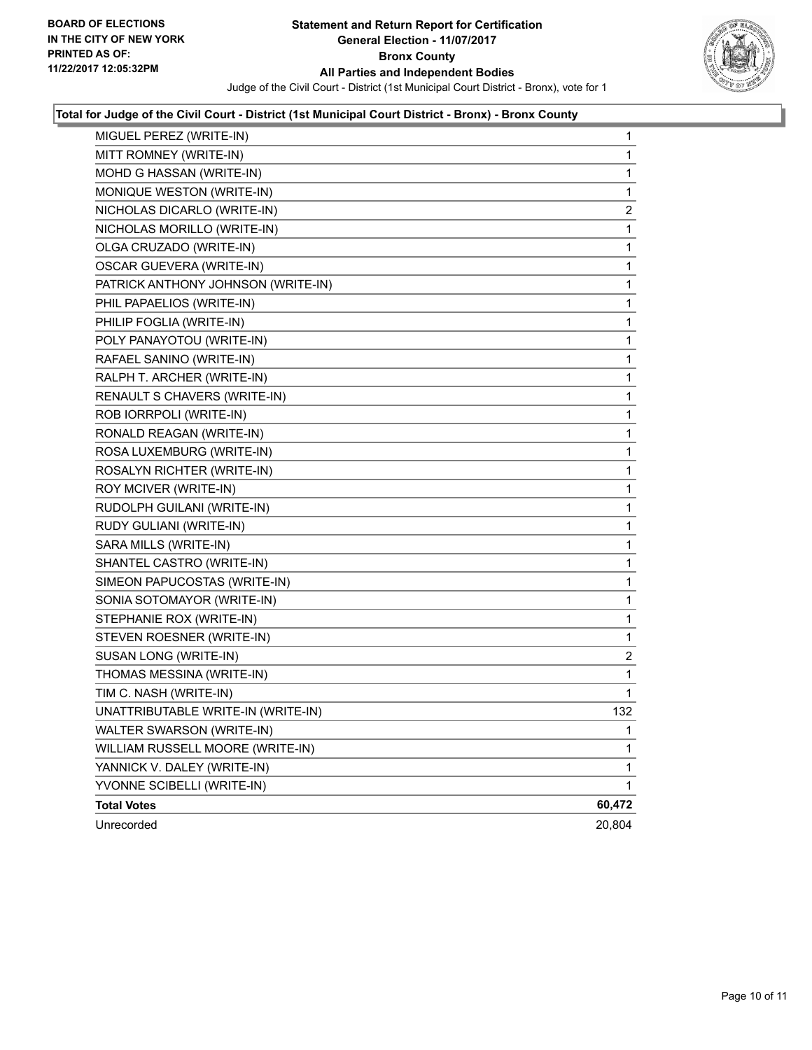**Statement and Return Report for Certification**
**General Election - 11/07/2017**
**Bronx County**
**All Parties and Independent Bodies**
Judge of the Civil Court - District (1st Municipal Court District - Bronx), vote for 1

BOARD OF ELECTIONS
IN THE CITY OF NEW YORK
PRINTED AS OF:
11/22/2017 12:05:32PM

### Total for Judge of the Civil Court - District (1st Municipal Court District - Bronx) - Bronx County

| Candidate | Votes |
|---|---|
| MIGUEL PEREZ (WRITE-IN) | 1 |
| MITT ROMNEY (WRITE-IN) | 1 |
| MOHD G HASSAN (WRITE-IN) | 1 |
| MONIQUE WESTON (WRITE-IN) | 1 |
| NICHOLAS DICARLO (WRITE-IN) | 2 |
| NICHOLAS MORILLO (WRITE-IN) | 1 |
| OLGA CRUZADO (WRITE-IN) | 1 |
| OSCAR GUEVERA (WRITE-IN) | 1 |
| PATRICK ANTHONY JOHNSON (WRITE-IN) | 1 |
| PHIL PAPAELIOS (WRITE-IN) | 1 |
| PHILIP FOGLIA (WRITE-IN) | 1 |
| POLY PANAYOTOU (WRITE-IN) | 1 |
| RAFAEL SANINO (WRITE-IN) | 1 |
| RALPH T. ARCHER (WRITE-IN) | 1 |
| RENAULT S CHAVERS (WRITE-IN) | 1 |
| ROB IORRPOLI (WRITE-IN) | 1 |
| RONALD REAGAN (WRITE-IN) | 1 |
| ROSA LUXEMBURG (WRITE-IN) | 1 |
| ROSALYN RICHTER (WRITE-IN) | 1 |
| ROY MCIVER (WRITE-IN) | 1 |
| RUDOLPH GUILANI (WRITE-IN) | 1 |
| RUDY GULIANI (WRITE-IN) | 1 |
| SARA MILLS (WRITE-IN) | 1 |
| SHANTEL CASTRO (WRITE-IN) | 1 |
| SIMEON PAPUCOSTAS (WRITE-IN) | 1 |
| SONIA SOTOMAYOR (WRITE-IN) | 1 |
| STEPHANIE ROX (WRITE-IN) | 1 |
| STEVEN ROESNER (WRITE-IN) | 1 |
| SUSAN LONG (WRITE-IN) | 2 |
| THOMAS MESSINA (WRITE-IN) | 1 |
| TIM C. NASH (WRITE-IN) | 1 |
| UNATTRIBUTABLE WRITE-IN (WRITE-IN) | 132 |
| WALTER SWARSON (WRITE-IN) | 1 |
| WILLIAM RUSSELL MOORE (WRITE-IN) | 1 |
| YANNICK V. DALEY (WRITE-IN) | 1 |
| YVONNE SCIBELLI (WRITE-IN) | 1 |
| **Total Votes** | **60,472** |
| Unrecorded | 20,804 |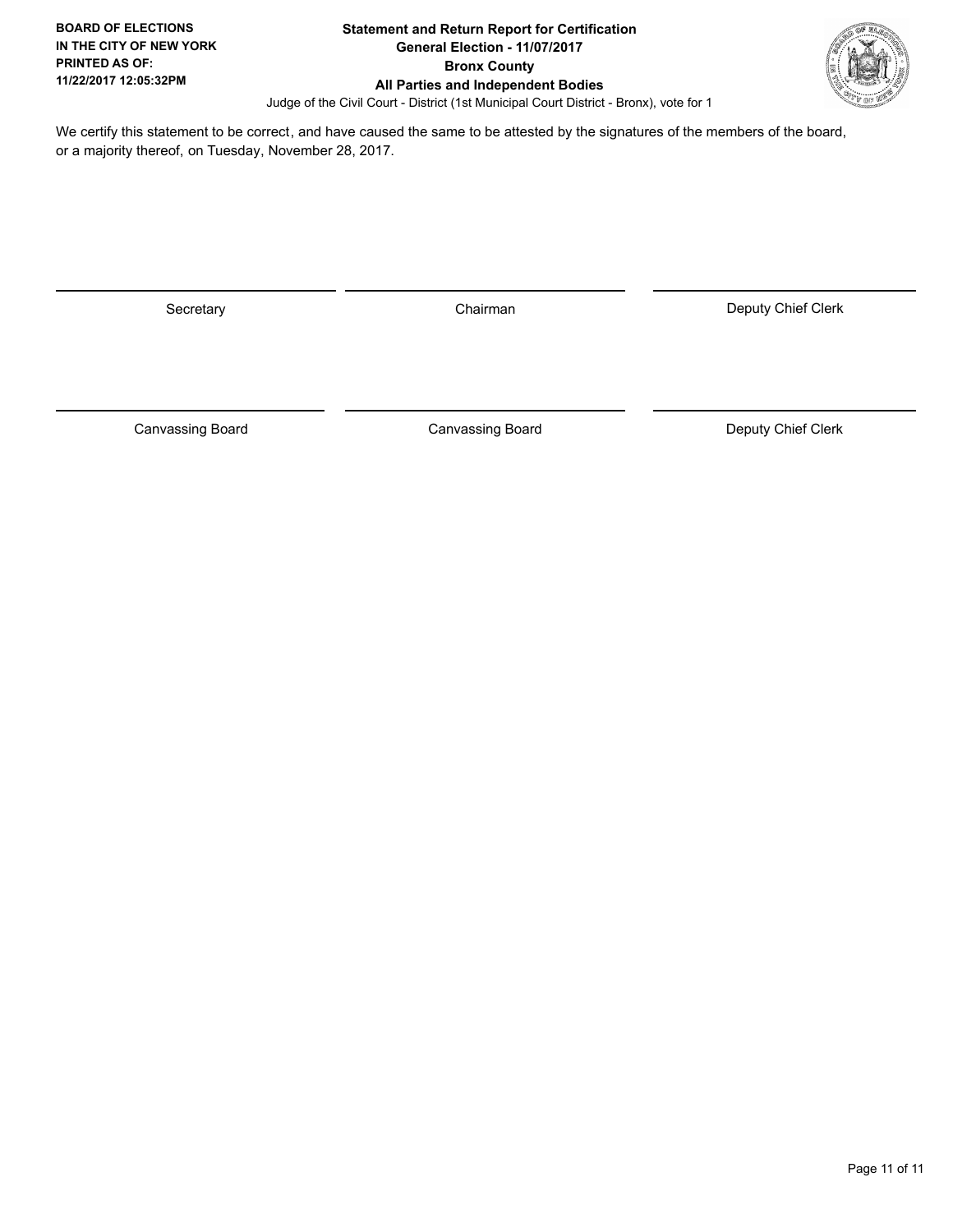We certify this statement to be correct, and have caused the same to be attested by the signatures of the members of the board, or a majority thereof, on Tuesday, November 28, 2017.

| | | |
|---|---|---|
| Secretary | Chairman | Deputy Chief Clerk |
| Canvassing Board | Canvassing Board | Deputy Chief Clerk |